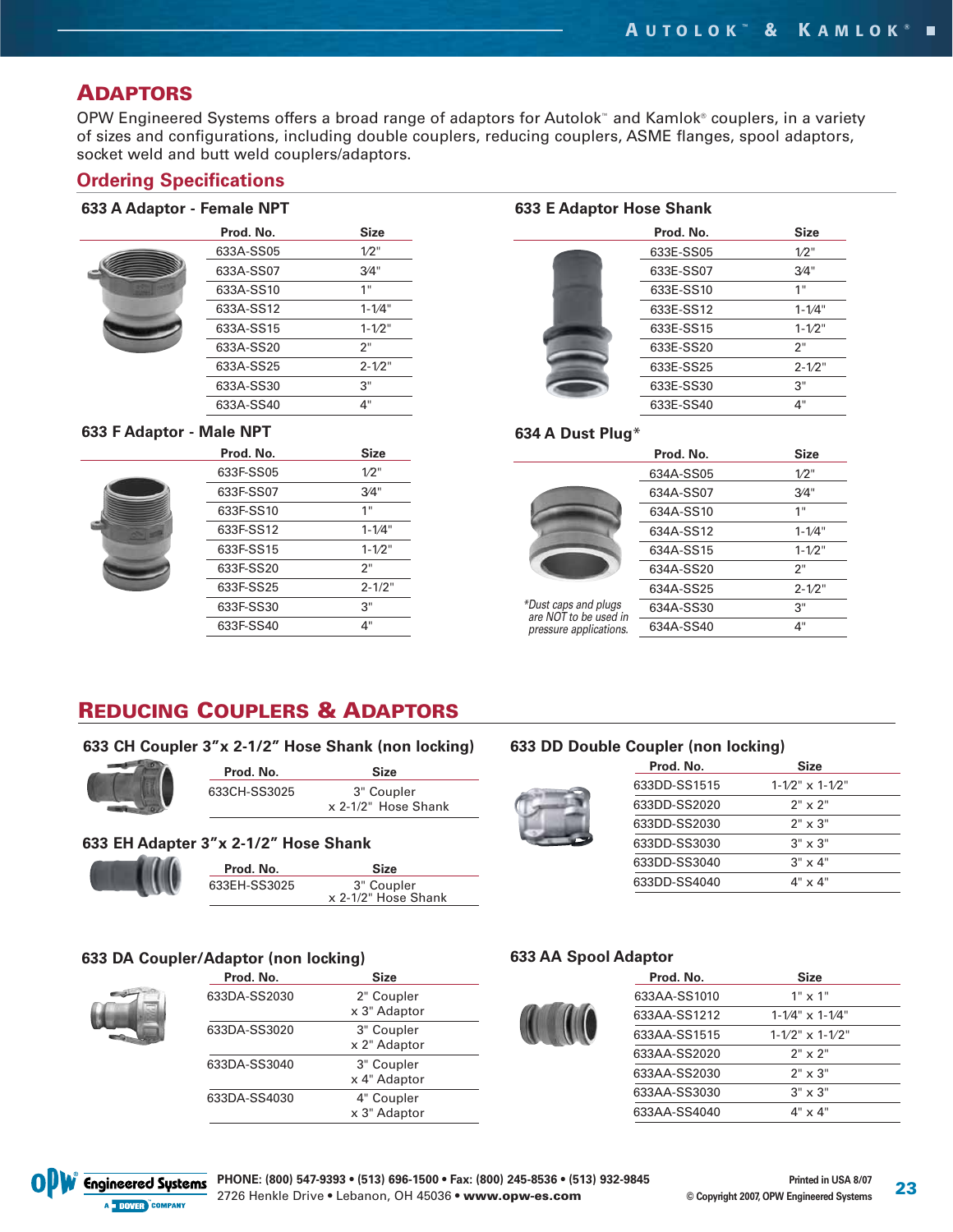## ADAPTORS

OPW Engineered Systems offers a broad range of adaptors for Autolok™ and Kamlok® couplers, in a variety of sizes and configurations, including double couplers, reducing couplers, ASME flanges, spool adaptors, socket weld and butt weld couplers/adaptors.

### Ordering Specifications

#### 633 A Adaptor - Female NPT

| Prod. No. | Size |
|---|---|
| 633A-SS05 | 1⁄2" |
| 633A-SS07 | 3⁄4" |
| 633A-SS10 | 1" |
| 633A-SS12 | 1-1⁄4" |
| 633A-SS15 | 1-1⁄2" |
| 633A-SS20 | 2" |
| 633A-SS25 | 2-1⁄2" |
| 633A-SS30 | 3" |
| 633A-SS40 | 4" |

#### 633 F Adaptor - Male NPT

| Prod. No. | Size |
|---|---|
| 633F-SS05 | 1⁄2" |
| 633F-SS07 | 3⁄4" |
| 633F-SS10 | 1" |
| 633F-SS12 | 1-1⁄4" |
| 633F-SS15 | 1-1⁄2" |
| 633F-SS20 | 2" |
| 633F-SS25 | 2-1/2" |
| 633F-SS30 | 3" |
| 633F-SS40 | 4" |

#### 633 E Adaptor Hose Shank

| Prod. No. | Size |
|---|---|
| 633E-SS05 | 1⁄2" |
| 633E-SS07 | 3⁄4" |
| 633E-SS10 | 1" |
| 633E-SS12 | 1-1⁄4" |
| 633E-SS15 | 1-1⁄2" |
| 633E-SS20 | 2" |
| 633E-SS25 | 2-1⁄2" |
| 633E-SS30 | 3" |
| 633E-SS40 | 4" |

#### 634 A Dust Plug*

| Prod. No. | Size |
|---|---|
| 634A-SS05 | 1⁄2" |
| 634A-SS07 | 3⁄4" |
| 634A-SS10 | 1" |
| 634A-SS12 | 1-1⁄4" |
| 634A-SS15 | 1-1⁄2" |
| 634A-SS20 | 2" |
| 634A-SS25 | 2-1⁄2" |
| 634A-SS30 | 3" |
| 634A-SS40 | 4" |

*Dust caps and plugs are NOT to be used in pressure applications.

## REDUCING COUPLERS & ADAPTORS

#### 633 CH Coupler 3"x 2-1/2" Hose Shank (non locking)

| Prod. No. | Size |
|---|---|
| 633CH-SS3025 | 3" Coupler x 2-1/2" Hose Shank |

#### 633 EH Adapter 3"x 2-1/2" Hose Shank

| Prod. No. | Size |
|---|---|
| 633EH-SS3025 | 3" Coupler x 2-1/2" Hose Shank |

#### 633 DD Double Coupler (non locking)

| Prod. No. | Size |
|---|---|
| 633DD-SS1515 | 1-1⁄2" x 1-1⁄2" |
| 633DD-SS2020 | 2" x 2" |
| 633DD-SS2030 | 2" x 3" |
| 633DD-SS3030 | 3" x 3" |
| 633DD-SS3040 | 3" x 4" |
| 633DD-SS4040 | 4" x 4" |

#### 633 DA Coupler/Adaptor (non locking)

| Prod. No. | Size |
|---|---|
| 633DA-SS2030 | 2" Coupler x 3" Adaptor |
| 633DA-SS3020 | 3" Coupler x 2" Adaptor |
| 633DA-SS3040 | 3" Coupler x 4" Adaptor |
| 633DA-SS4030 | 4" Coupler x 3" Adaptor |

#### 633 AA Spool Adaptor

| Prod. No. | Size |
|---|---|
| 633AA-SS1010 | 1" x 1" |
| 633AA-SS1212 | 1-1⁄4" x 1-1⁄4" |
| 633AA-SS1515 | 1-1⁄2" x 1-1⁄2" |
| 633AA-SS2020 | 2" x 2" |
| 633AA-SS2030 | 2" x 3" |
| 633AA-SS3030 | 3" x 3" |
| 633AA-SS4040 | 4" x 4" |

PHONE: (800) 547-9393 • (513) 696-1500 • Fax: (800) 245-8536 • (513) 932-9845
2726 Henkle Drive • Lebanon, OH 45036 • www.opw-es.com

Printed in USA 8/07
© Copyright 2007, OPW Engineered Systems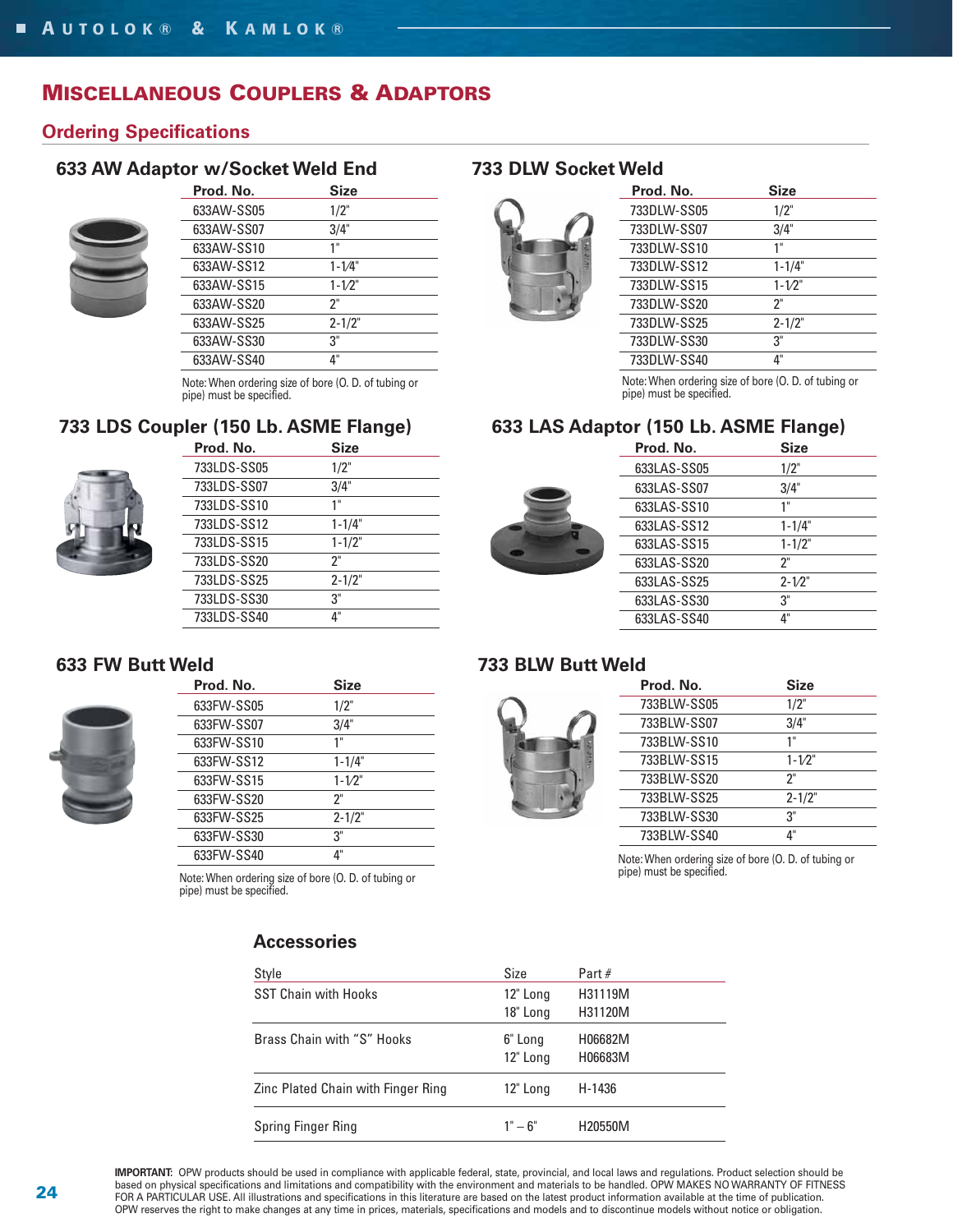# MISCELLANEOUS COUPLERS & ADAPTORS

## Ordering Specifications

### 633 AW Adaptor w/Socket Weld End

| Prod. No. | Size |
|---|---|
| 633AW-SS05 | 1/2" |
| 633AW-SS07 | 3/4" |
| 633AW-SS10 | 1" |
| 633AW-SS12 | 1-1⁄4" |
| 633AW-SS15 | 1-1⁄2" |
| 633AW-SS20 | 2" |
| 633AW-SS25 | 2-1/2" |
| 633AW-SS30 | 3" |
| 633AW-SS40 | 4" |

Note: When ordering size of bore (O. D. of tubing or pipe) must be specified.

### 733 DLW Socket Weld

| Prod. No. | Size |
|---|---|
| 733DLW-SS05 | 1/2" |
| 733DLW-SS07 | 3/4" |
| 733DLW-SS10 | 1" |
| 733DLW-SS12 | 1-1/4" |
| 733DLW-SS15 | 1-1⁄2" |
| 733DLW-SS20 | 2" |
| 733DLW-SS25 | 2-1/2" |
| 733DLW-SS30 | 3" |
| 733DLW-SS40 | 4" |

Note: When ordering size of bore (O. D. of tubing or pipe) must be specified.

### 733 LDS Coupler (150 Lb. ASME Flange)

| Prod. No. | Size |
|---|---|
| 733LDS-SS05 | 1/2" |
| 733LDS-SS07 | 3/4" |
| 733LDS-SS10 | 1" |
| 733LDS-SS12 | 1-1/4" |
| 733LDS-SS15 | 1-1/2" |
| 733LDS-SS20 | 2" |
| 733LDS-SS25 | 2-1/2" |
| 733LDS-SS30 | 3" |
| 733LDS-SS40 | 4" |

### 633 LAS Adaptor (150 Lb. ASME Flange)

| Prod. No. | Size |
|---|---|
| 633LAS-SS05 | 1/2" |
| 633LAS-SS07 | 3/4" |
| 633LAS-SS10 | 1" |
| 633LAS-SS12 | 1-1/4" |
| 633LAS-SS15 | 1-1/2" |
| 633LAS-SS20 | 2" |
| 633LAS-SS25 | 2-1⁄2" |
| 633LAS-SS30 | 3" |
| 633LAS-SS40 | 4" |

### 633 FW Butt Weld

| Prod. No. | Size |
|---|---|
| 633FW-SS05 | 1/2" |
| 633FW-SS07 | 3/4" |
| 633FW-SS10 | 1" |
| 633FW-SS12 | 1-1/4" |
| 633FW-SS15 | 1-1⁄2" |
| 633FW-SS20 | 2" |
| 633FW-SS25 | 2-1/2" |
| 633FW-SS30 | 3" |
| 633FW-SS40 | 4" |

Note: When ordering size of bore (O. D. of tubing or pipe) must be specified.

### 733 BLW Butt Weld

| Prod. No. | Size |
|---|---|
| 733BLW-SS05 | 1/2" |
| 733BLW-SS07 | 3/4" |
| 733BLW-SS10 | 1" |
| 733BLW-SS15 | 1-1⁄2" |
| 733BLW-SS20 | 2" |
| 733BLW-SS25 | 2-1/2" |
| 733BLW-SS30 | 3" |
| 733BLW-SS40 | 4" |

Note: When ordering size of bore (O. D. of tubing or pipe) must be specified.

### Accessories

| Style | Size | Part # |
|---|---|---|
| SST Chain with Hooks | 12" Long | H31119M |
| | 18" Long | H31120M |
| Brass Chain with "S" Hooks | 6" Long | H06682M |
| | 12" Long | H06683M |
| Zinc Plated Chain with Finger Ring | 12" Long | H-1436 |
| Spring Finger Ring | 1" – 6" | H20550M |

**IMPORTANT:** OPW products should be used in compliance with applicable federal, state, provincial, and local laws and regulations. Product selection should be based on physical specifications and limitations and compatibility with the environment and materials to be handled. OPW MAKES NO WARRANTY OF FITNESS FOR A PARTICULAR USE. All illustrations and specifications in this literature are based on the latest product information available at the time of publication. OPW reserves the right to make changes at any time in prices, materials, specifications and models and to discontinue models without notice or obligation.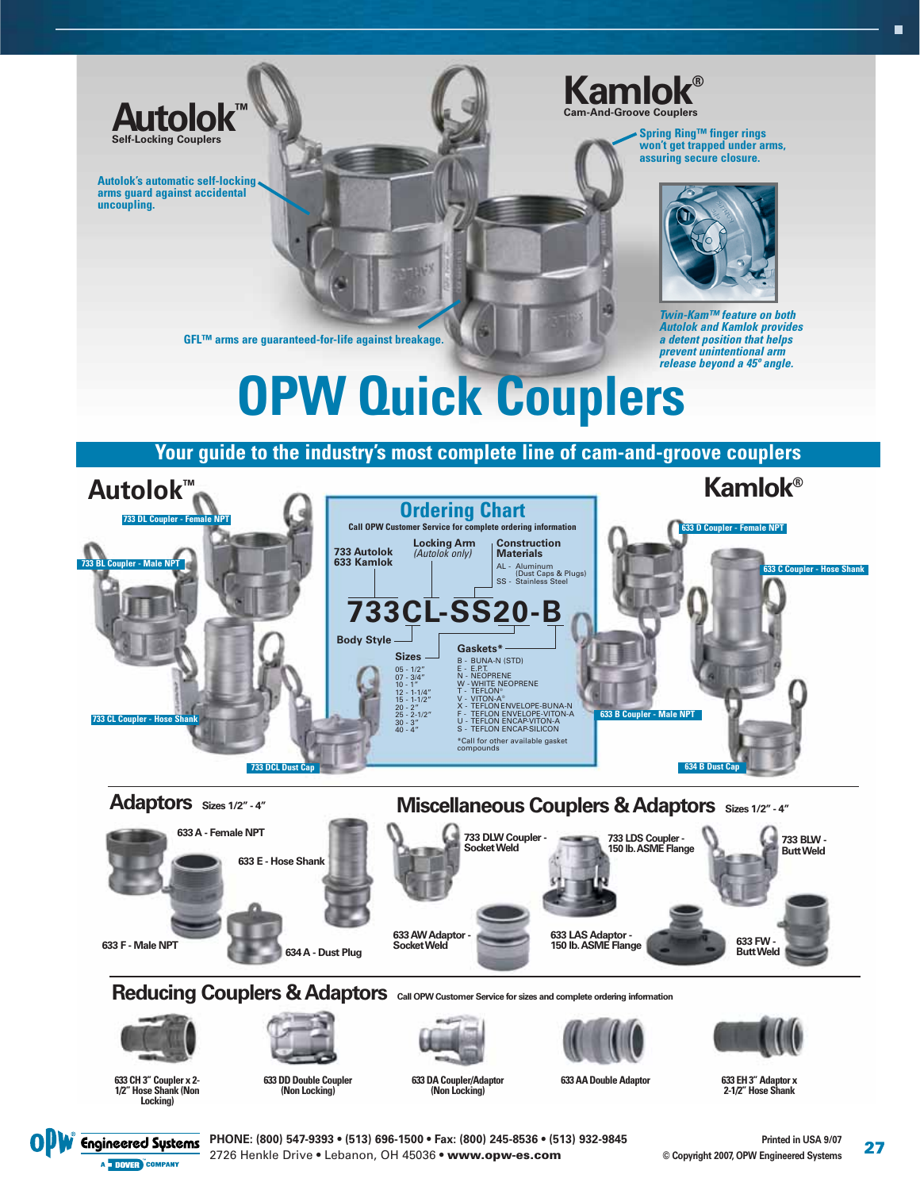## Autolok™

Self-Locking Couplers

Autolok's automatic self-locking arms guard against accidental uncoupling.

GFL™ arms are guaranteed-for-life against breakage.

## Kamlok®

Cam-And-Groove Couplers

Spring Ring™ finger rings won't get trapped under arms, assuring secure closure.

*Twin-Kam™ feature on both Autolok and Kamlok provides a detent position that helps prevent unintentional arm release beyond a 45° angle.*

# OPW Quick Couplers

## Your guide to the industry's most complete line of cam-and-groove couplers

### Autolok™

733 DL Coupler - Female NPT

733 BL Coupler - Male NPT

733 CL Coupler - Hose Shank

733 DCL Dust Cap

### Ordering Chart

Call OPW Customer Service for complete ordering information

733 Autolok
633 Kamlok

Locking Arm
*(Autolok only)*

Construction Materials
AL - Aluminum (Dust Caps & Plugs)
SS - Stainless Steel

**733CL-SS20-B**

Body Style

Sizes
05 - 1/2"
07 - 3/4"
10 - 1"
12 - 1-1/4"
15 - 1-1/2"
20 - 2"
25 - 2-1/2"
30 - 3"
40 - 4"

Gaskets*
B - BUNA-N (STD)
E - E.P.T.
N - NEOPRENE
W - WHITE NEOPRENE
T - TEFLON®
V - VITON-A®
X - TEFLON ENVELOPE-BUNA-N
F - TEFLON ENVELOPE-VITON-A
U - TEFLON ENCAP-VITON-A
S - TEFLON ENCAP-SILICON

*Call for other available gasket compounds

### Kamlok®

633 D Coupler - Female NPT

633 C Coupler - Hose Shank

633 B Coupler - Male NPT

634 B Dust Cap

## Adaptors Sizes 1/2" - 4"

633 A - Female NPT

633 E - Hose Shank

633 F - Male NPT

634 A - Dust Plug

## Miscellaneous Couplers & Adaptors Sizes 1/2" - 4"

733 DLW Coupler - Socket Weld

733 LDS Coupler - 150 lb. ASME Flange

733 BLW - Butt Weld

633 AW Adaptor - Socket Weld

633 LAS Adaptor - 150 lb. ASME Flange

633 FW - Butt Weld

## Reducing Couplers & Adaptors

Call OPW Customer Service for sizes and complete ordering information

633 CH 3" Coupler x 2-1/2" Hose Shank (Non Locking)

633 DD Double Coupler (Non Locking)

633 DA Coupler/Adaptor (Non Locking)

633 AA Double Adaptor

633 EH 3" Adaptor x 2-1/2" Hose Shank

OPW Engineered Systems — A DOVER COMPANY

PHONE: (800) 547-9393 • (513) 696-1500 • Fax: (800) 245-8536 • (513) 932-9845
2726 Henkle Drive • Lebanon, OH 45036 • www.opw-es.com

Printed in USA 9/07
© Copyright 2007, OPW Engineered Systems